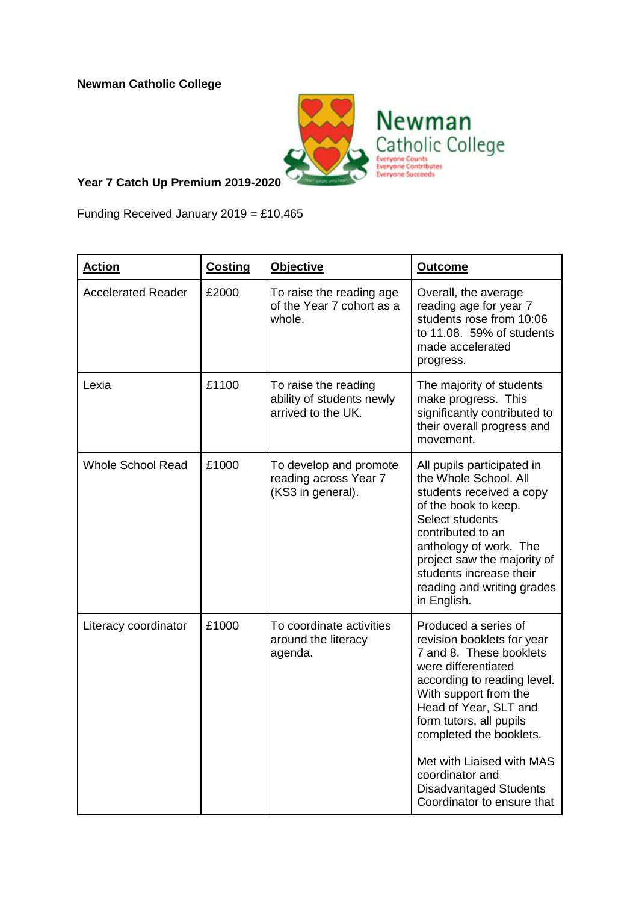**Newman Catholic College**

**Year 7 Catch Up Premium 2019-2020**

Funding Received January 2019 = £10,465

| **Action** | **Costing** | **Objective** | **Outcome** |
|---|---|---|---|
| Accelerated Reader | £2000 | To raise the reading age of the Year 7 cohort as a whole. | Overall, the average reading age for year 7 students rose from 10:06 to 11.08. 59% of students made accelerated progress. |
| Lexia | £1100 | To raise the reading ability of students newly arrived to the UK. | The majority of students make progress. This significantly contributed to their overall progress and movement. |
| Whole School Read | £1000 | To develop and promote reading across Year 7 (KS3 in general). | All pupils participated in the Whole School. All students received a copy of the book to keep. Select students contributed to an anthology of work. The project saw the majority of students increase their reading and writing grades in English. |
| Literacy coordinator | £1000 | To coordinate activities around the literacy agenda. | Produced a series of revision booklets for year 7 and 8. These booklets were differentiated according to reading level. With support from the Head of Year, SLT and form tutors, all pupils completed the booklets.<br><br>Met with Liaised with MAS coordinator and Disadvantaged Students Coordinator to ensure that |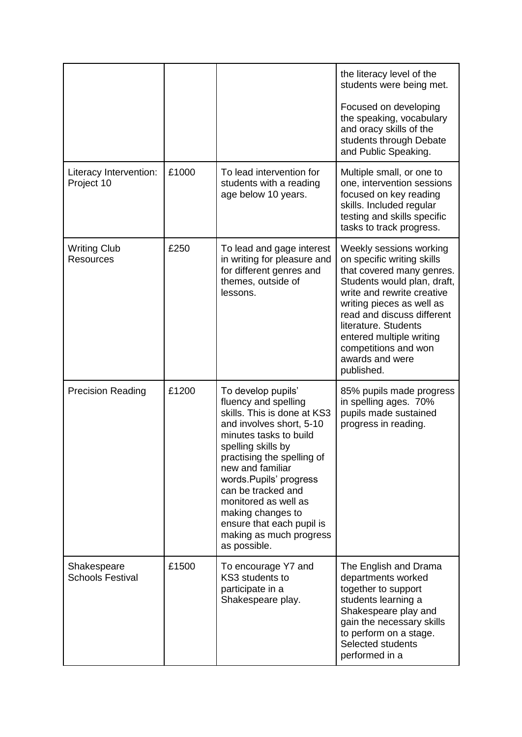| | | | |
|---|---|---|---|
| | | | the literacy level of the students were being met.<br><br>Focused on developing the speaking, vocabulary and oracy skills of the students through Debate and Public Speaking. |
| Literacy Intervention: Project 10 | £1000 | To lead intervention for students with a reading age below 10 years. | Multiple small, or one to one, intervention sessions focused on key reading skills. Included regular testing and skills specific tasks to track progress. |
| Writing Club Resources | £250 | To lead and gage interest in writing for pleasure and for different genres and themes, outside of lessons. | Weekly sessions working on specific writing skills that covered many genres. Students would plan, draft, write and rewrite creative writing pieces as well as read and discuss different literature. Students entered multiple writing competitions and won awards and were published. |
| Precision Reading | £1200 | To develop pupils' fluency and spelling skills. This is done at KS3 and involves short, 5-10 minutes tasks to build spelling skills by practising the spelling of new and familiar words.Pupils' progress can be tracked and monitored as well as making changes to ensure that each pupil is making as much progress as possible. | 85% pupils made progress in spelling ages. 70% pupils made sustained progress in reading. |
| Shakespeare Schools Festival | £1500 | To encourage Y7 and KS3 students to participate in a Shakespeare play. | The English and Drama departments worked together to support students learning a Shakespeare play and gain the necessary skills to perform on a stage. Selected students performed in a |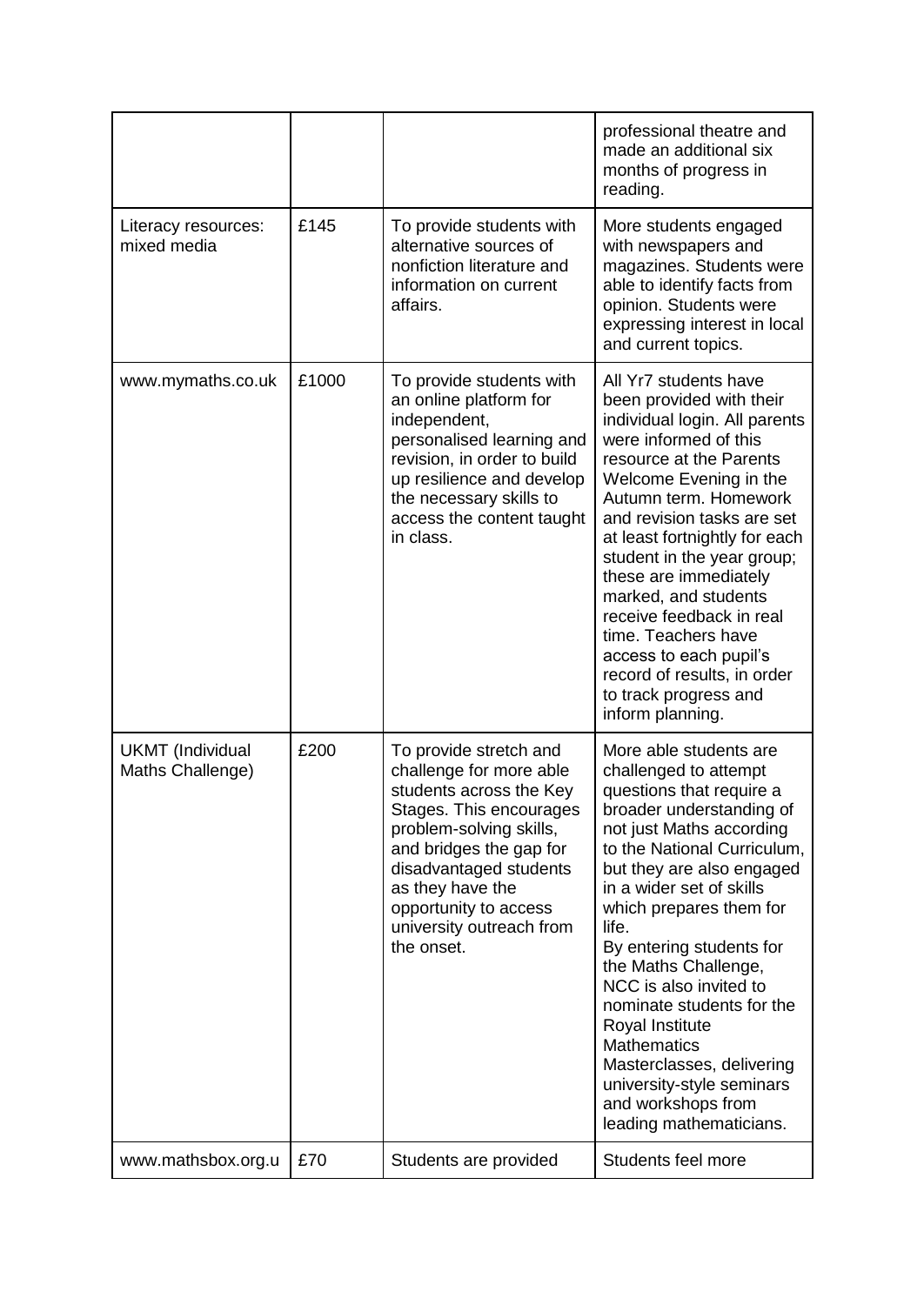| | | | |
|---|---|---|---|
| | | | professional theatre and made an additional six months of progress in reading. |
| Literacy resources: mixed media | £145 | To provide students with alternative sources of nonfiction literature and information on current affairs. | More students engaged with newspapers and magazines. Students were able to identify facts from opinion. Students were expressing interest in local and current topics. |
| www.mymaths.co.uk | £1000 | To provide students with an online platform for independent, personalised learning and revision, in order to build up resilience and develop the necessary skills to access the content taught in class. | All Yr7 students have been provided with their individual login. All parents were informed of this resource at the Parents Welcome Evening in the Autumn term. Homework and revision tasks are set at least fortnightly for each student in the year group; these are immediately marked, and students receive feedback in real time. Teachers have access to each pupil's record of results, in order to track progress and inform planning. |
| UKMT (Individual Maths Challenge) | £200 | To provide stretch and challenge for more able students across the Key Stages. This encourages problem-solving skills, and bridges the gap for disadvantaged students as they have the opportunity to access university outreach from the onset. | More able students are challenged to attempt questions that require a broader understanding of not just Maths according to the National Curriculum, but they are also engaged in a wider set of skills which prepares them for life. By entering students for the Maths Challenge, NCC is also invited to nominate students for the Royal Institute Mathematics Masterclasses, delivering university-style seminars and workshops from leading mathematicians. |
| www.mathsbox.org.u | £70 | Students are provided | Students feel more |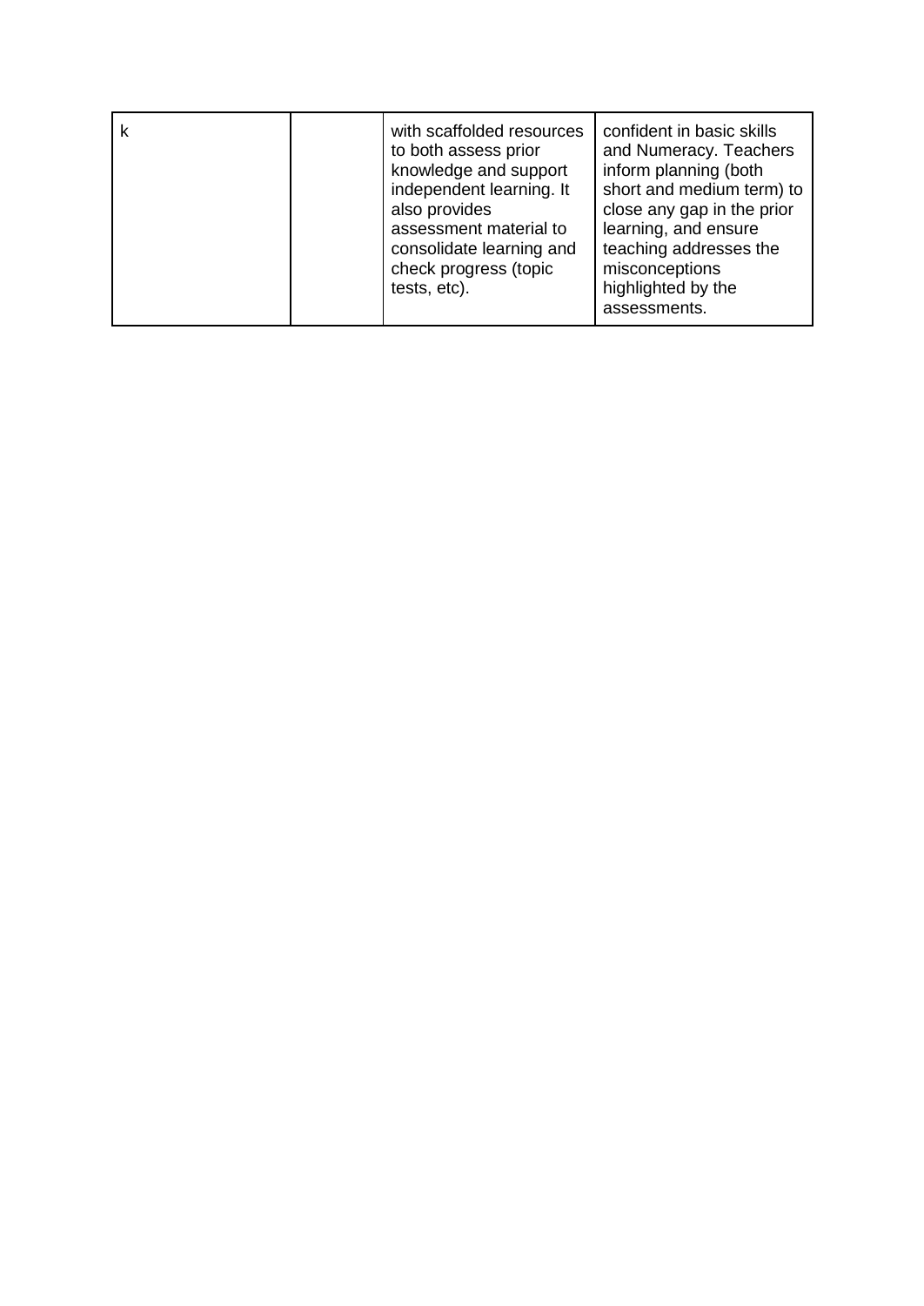| | | | |
|---|---|---|---|
| k | | with scaffolded resources to both assess prior knowledge and support independent learning. It also provides assessment material to consolidate learning and check progress (topic tests, etc). | confident in basic skills and Numeracy. Teachers inform planning (both short and medium term) to close any gap in the prior learning, and ensure teaching addresses the misconceptions highlighted by the assessments. |